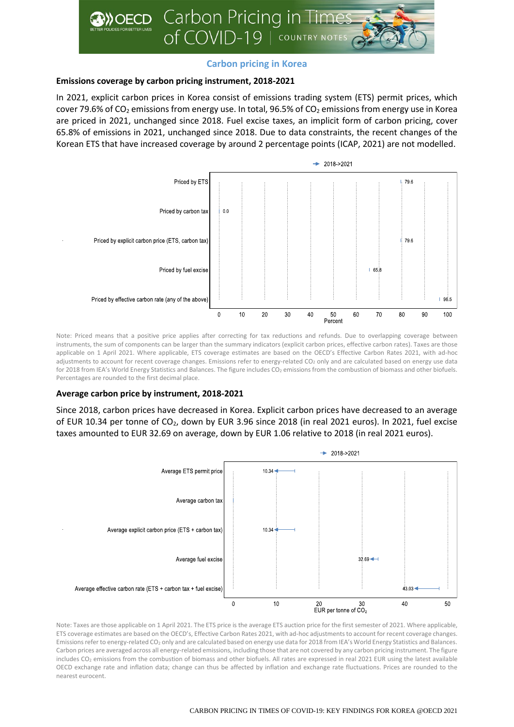## Carbon pricing in Korea

### Emissions coverage by carbon pricing instrument, 2018-2021

In 2021, explicit carbon prices in Korea consist of emissions trading system (ETS) permit prices, which cover 79.6% of $CO_2$ emissions from energy use. In total, 96.5% of $CO_2$ emissions from energy use in Korea are priced in 2021, unchanged since 2018. Fuel excise taxes, an implicit form of carbon pricing, cover 65.8% of emissions in 2021, unchanged since 2018. Due to data constraints, the recent changes of the Korean ETS that have increased coverage by around 2 percentage points (ICAP, 2021) are not modelled.

2018->2021

| | Percent |
|---|---|
| Priced by ETS | 79.6 |
| Priced by carbon tax | 0.0 |
| Priced by explicit carbon price (ETS, carbon tax) | 79.6 |
| Priced by fuel excise | 65.8 |
| Priced by effective carbon rate (any of the above) | 96.5 |

Note: Priced means that a positive price applies after correcting for tax reductions and refunds. Due to overlapping coverage between instruments, the sum of components can be larger than the summary indicators (explicit carbon prices, effective carbon rates). Taxes are those applicable on 1 April 2021. Where applicable, ETS coverage estimates are based on the OECD's Effective Carbon Rates 2021, with ad-hoc adjustments to account for recent coverage changes. Emissions refer to energy-related $CO_2$ only and are calculated based on energy use data for 2018 from IEA's World Energy Statistics and Balances. The figure includes $CO_2$ emissions from the combustion of biomass and other biofuels. Percentages are rounded to the first decimal place.

### Average carbon price by instrument, 2018-2021

Since 2018, carbon prices have decreased in Korea. Explicit carbon prices have decreased to an average of EUR 10.34 per tonne of $CO_2$, down by EUR 3.96 since 2018 (in real 2021 euros). In 2021, fuel excise taxes amounted to EUR 32.69 on average, down by EUR 1.06 relative to 2018 (in real 2021 euros).

2018->2021

| | EUR per tonne of $CO_2$ (2021) |
|---|---|
| Average ETS permit price | 10.34 |
| Average carbon tax | |
| Average explicit carbon price (ETS + carbon tax) | 10.34 |
| Average fuel excise | 32.69 |
| Average effective carbon rate (ETS + carbon tax + fuel excise) | 43.03 |

Note: Taxes are those applicable on 1 April 2021. The ETS price is the average ETS auction price for the first semester of 2021. Where applicable, ETS coverage estimates are based on the OECD's, Effective Carbon Rates 2021, with ad-hoc adjustments to account for recent coverage changes. Emissions refer to energy-related $CO_2$ only and are calculated based on energy use data for 2018 from IEA's World Energy Statistics and Balances. Carbon prices are averaged across all energy-related emissions, including those that are not covered by any carbon pricing instrument. The figure includes $CO_2$ emissions from the combustion of biomass and other biofuels. All rates are expressed in real 2021 EUR using the latest available OECD exchange rate and inflation data; change can thus be affected by inflation and exchange rate fluctuations. Prices are rounded to the nearest eurocent.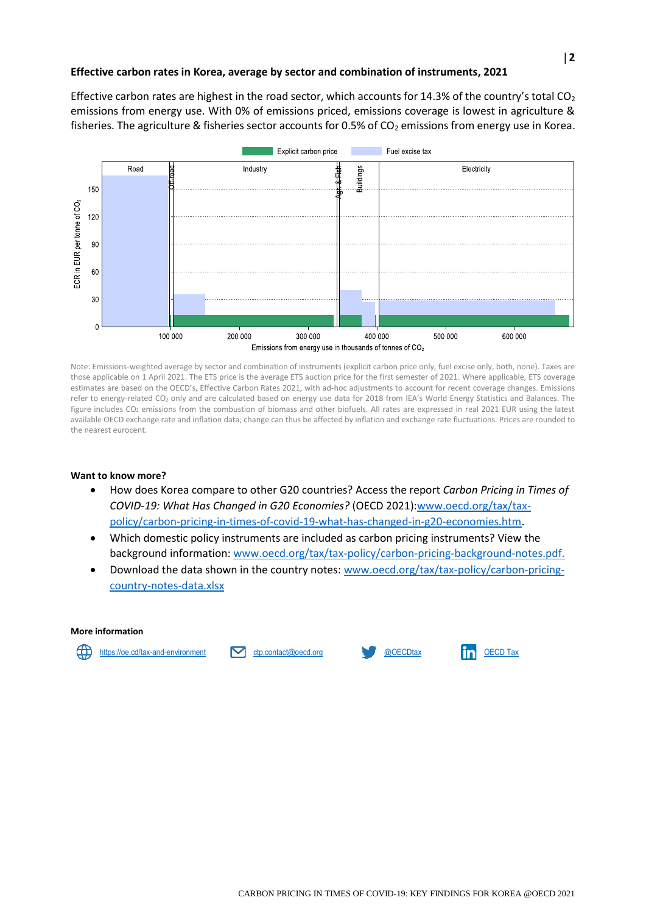**Effective carbon rates in Korea, average by sector and combination of instruments, 2021**

Effective carbon rates are highest in the road sector, which accounts for 14.3% of the country's total $CO_2$ emissions from energy use. With 0% of emissions priced, emissions coverage is lowest in agriculture & fisheries. The agriculture & fisheries sector accounts for 0.5% of $CO_2$ emissions from energy use in Korea.

Explicit carbon price
Fuel excise tax

Road
Off-road
Industry
Agr. & Fish
Buildings
Electricity

ECR in EUR per tonne of $CO_2$

0
30
60
90
120
150

100 000
200 000
300 000
400 000
500 000
600 000

Emissions from energy use in thousands of tonnes of $CO_2$

Note: Emissions-weighted average by sector and combination of instruments (explicit carbon price only, fuel excise only, both, none). Taxes are those applicable on 1 April 2021. The ETS price is the average ETS auction price for the first semester of 2021. Where applicable, ETS coverage estimates are based on the OECD's, Effective Carbon Rates 2021, with ad-hoc adjustments to account for recent coverage changes. Emissions refer to energy-related $CO_2$ only and are calculated based on energy use data for 2018 from IEA's World Energy Statistics and Balances. The figure includes $CO_2$ emissions from the combustion of biomass and other biofuels. All rates are expressed in real 2021 EUR using the latest available OECD exchange rate and inflation data; change can thus be affected by inflation and exchange rate fluctuations. Prices are rounded to the nearest eurocent.

**Want to know more?**

- How does Korea compare to other G20 countries? Access the report *Carbon Pricing in Times of COVID-19: What Has Changed in G20 Economies?* (OECD 2021):www.oecd.org/tax/tax-policy/carbon-pricing-in-times-of-covid-19-what-has-changed-in-g20-economies.htm.
- Which domestic policy instruments are included as carbon pricing instruments? View the background information: www.oecd.org/tax/tax-policy/carbon-pricing-background-notes.pdf.
- Download the data shown in the country notes: www.oecd.org/tax/tax-policy/carbon-pricing-country-notes-data.xlsx

**More information**

https://oe.cd/tax-and-environment ctp.contact@oecd.org @OECDtax OECD Tax